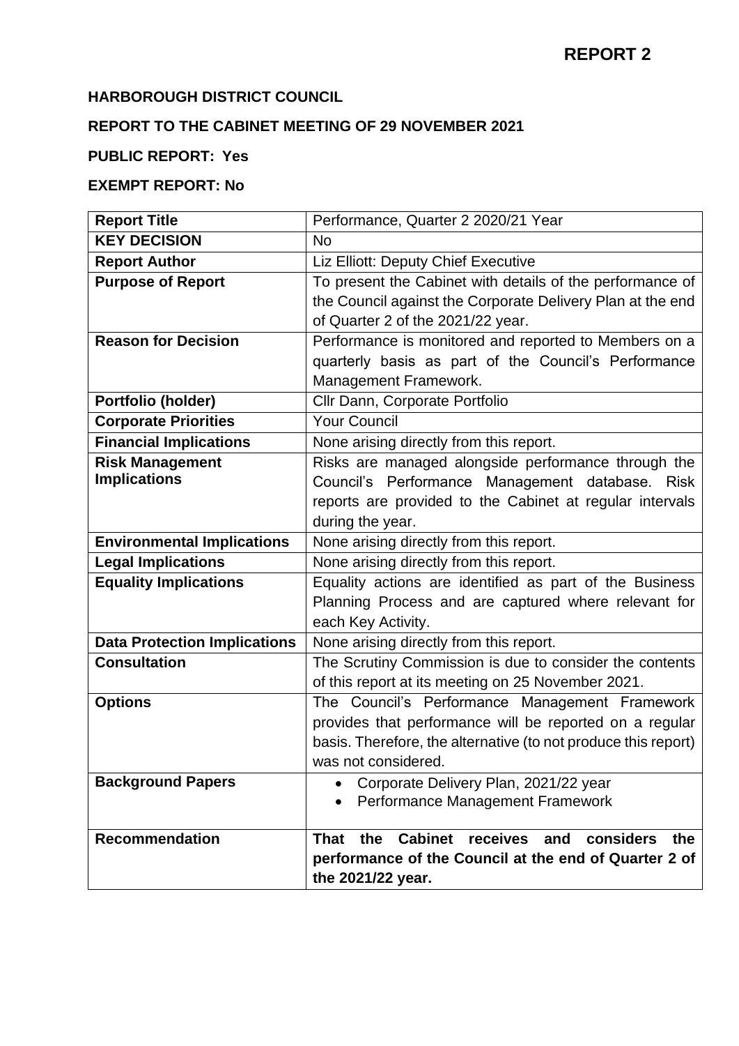# REPORT 2

**HARBOROUGH DISTRICT COUNCIL**

**REPORT TO THE CABINET MEETING OF 29 NOVEMBER 2021**

**PUBLIC REPORT: Yes**

**EXEMPT REPORT: No**

| **Report Title** | Performance, Quarter 2 2020/21 Year |
|---|---|
| **KEY DECISION** | No |
| **Report Author** | Liz Elliott: Deputy Chief Executive |
| **Purpose of Report** | To present the Cabinet with details of the performance of the Council against the Corporate Delivery Plan at the end of Quarter 2 of the 2021/22 year. |
| **Reason for Decision** | Performance is monitored and reported to Members on a quarterly basis as part of the Council's Performance Management Framework. |
| **Portfolio (holder)** | Cllr Dann, Corporate Portfolio |
| **Corporate Priorities** | Your Council |
| **Financial Implications** | None arising directly from this report. |
| **Risk Management Implications** | Risks are managed alongside performance through the Council's Performance Management database. Risk reports are provided to the Cabinet at regular intervals during the year. |
| **Environmental Implications** | None arising directly from this report. |
| **Legal Implications** | None arising directly from this report. |
| **Equality Implications** | Equality actions are identified as part of the Business Planning Process and are captured where relevant for each Key Activity. |
| **Data Protection Implications** | None arising directly from this report. |
| **Consultation** | The Scrutiny Commission is due to consider the contents of this report at its meeting on 25 November 2021. |
| **Options** | The Council's Performance Management Framework provides that performance will be reported on a regular basis. Therefore, the alternative (to not produce this report) was not considered. |
| **Background Papers** | • Corporate Delivery Plan, 2021/22 year<br>• Performance Management Framework |
| **Recommendation** | **That the Cabinet receives and considers the performance of the Council at the end of Quarter 2 of the 2021/22 year.** |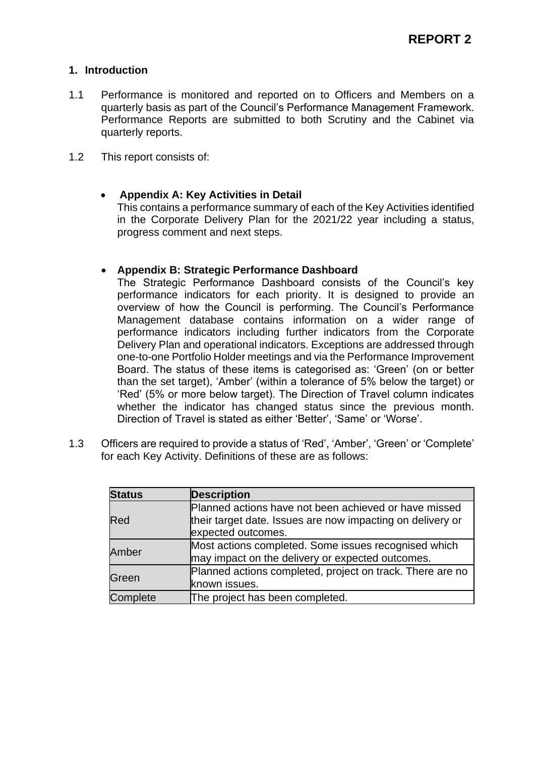**REPORT 2**

## 1. Introduction

1.1 Performance is monitored and reported on to Officers and Members on a quarterly basis as part of the Council's Performance Management Framework. Performance Reports are submitted to both Scrutiny and the Cabinet via quarterly reports.

1.2 This report consists of:

- **Appendix A: Key Activities in Detail**
  This contains a performance summary of each of the Key Activities identified in the Corporate Delivery Plan for the 2021/22 year including a status, progress comment and next steps.

- **Appendix B: Strategic Performance Dashboard**
  The Strategic Performance Dashboard consists of the Council's key performance indicators for each priority. It is designed to provide an overview of how the Council is performing. The Council's Performance Management database contains information on a wider range of performance indicators including further indicators from the Corporate Delivery Plan and operational indicators. Exceptions are addressed through one-to-one Portfolio Holder meetings and via the Performance Improvement Board. The status of these items is categorised as: 'Green' (on or better than the set target), 'Amber' (within a tolerance of 5% below the target) or 'Red' (5% or more below target). The Direction of Travel column indicates whether the indicator has changed status since the previous month. Direction of Travel is stated as either 'Better', 'Same' or 'Worse'.

1.3 Officers are required to provide a status of 'Red', 'Amber', 'Green' or 'Complete' for each Key Activity. Definitions of these are as follows:

| Status | Description |
|---|---|
| Red | Planned actions have not been achieved or have missed their target date. Issues are now impacting on delivery or expected outcomes. |
| Amber | Most actions completed. Some issues recognised which may impact on the delivery or expected outcomes. |
| Green | Planned actions completed, project on track. There are no known issues. |
| Complete | The project has been completed. |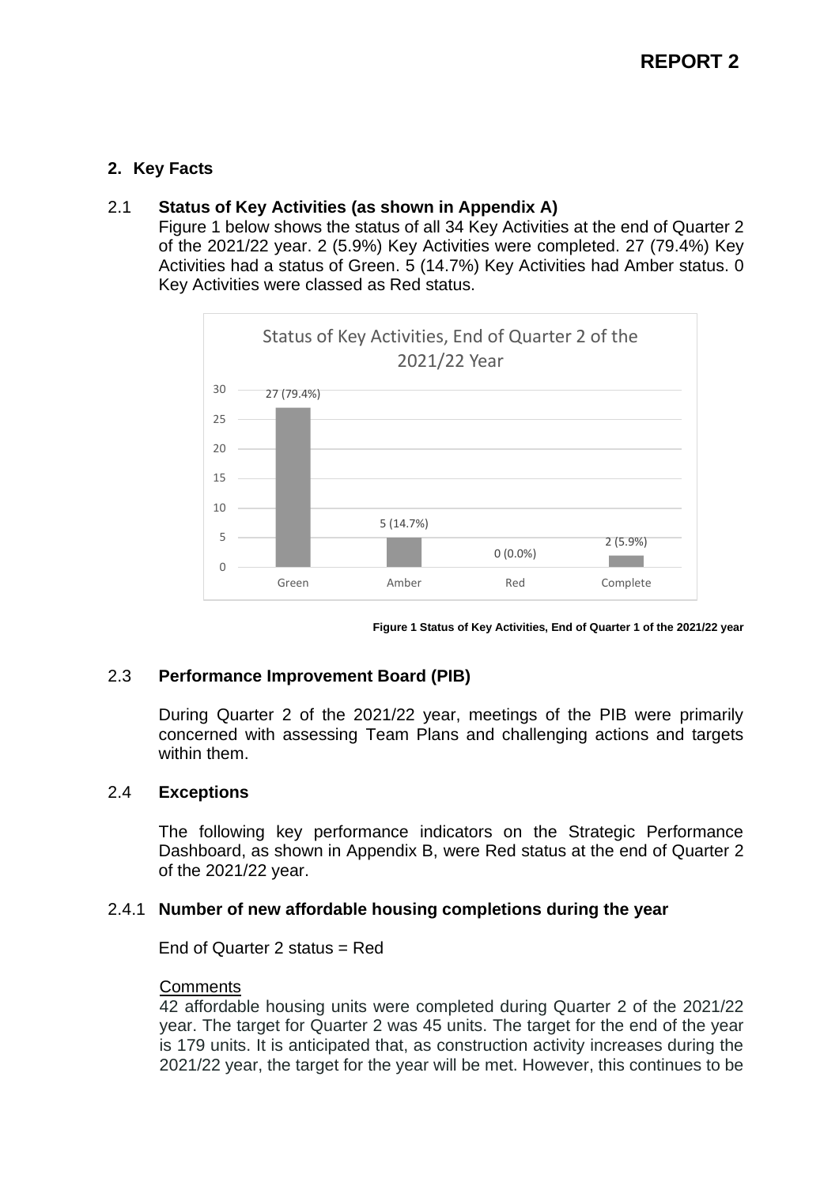## 2. Key Facts

### 2.1 Status of Key Activities (as shown in Appendix A)

Figure 1 below shows the status of all 34 Key Activities at the end of Quarter 2 of the 2021/22 year. 2 (5.9%) Key Activities were completed. 27 (79.4%) Key Activities had a status of Green. 5 (14.7%) Key Activities had Amber status. 0 Key Activities were classed as Red status.

**Status of Key Activities, End of Quarter 2 of the 2021/22 Year**

| Status | Number (%) |
| --- | --- |
| Green | 27 (79.4%) |
| Amber | 5 (14.7%) |
| Red | 0 (0.0%) |
| Complete | 2 (5.9%) |

**Figure 1 Status of Key Activities, End of Quarter 1 of the 2021/22 year**

### 2.3 Performance Improvement Board (PIB)

During Quarter 2 of the 2021/22 year, meetings of the PIB were primarily concerned with assessing Team Plans and challenging actions and targets within them.

### 2.4 Exceptions

The following key performance indicators on the Strategic Performance Dashboard, as shown in Appendix B, were Red status at the end of Quarter 2 of the 2021/22 year.

#### 2.4.1 Number of new affordable housing completions during the year

End of Quarter 2 status = Red

Comments

42 affordable housing units were completed during Quarter 2 of the 2021/22 year. The target for Quarter 2 was 45 units. The target for the end of the year is 179 units. It is anticipated that, as construction activity increases during the 2021/22 year, the target for the year will be met. However, this continues to be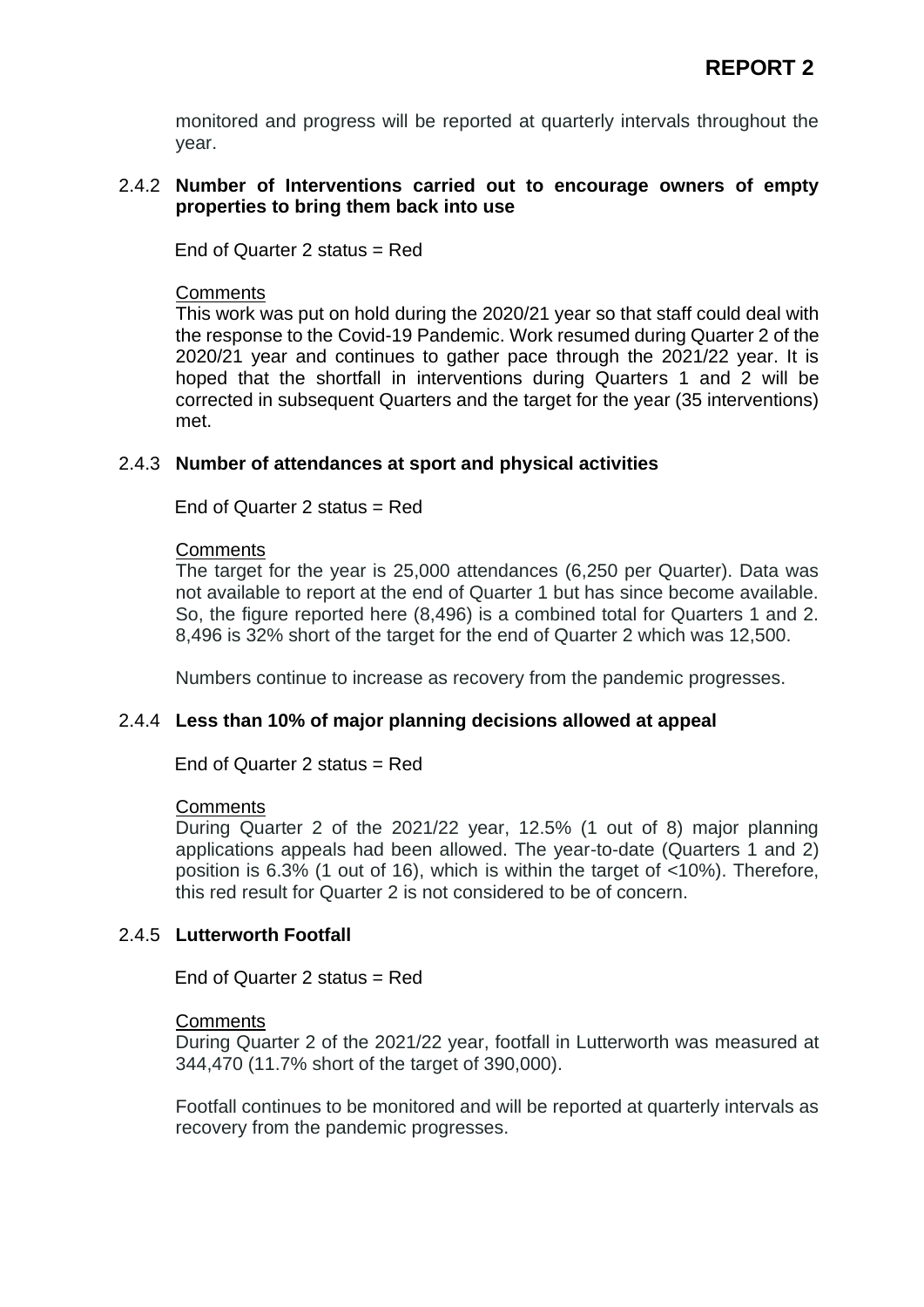monitored and progress will be reported at quarterly intervals throughout the year.

2.4.2 **Number of Interventions carried out to encourage owners of empty properties to bring them back into use**

End of Quarter 2 status = Red

Comments

This work was put on hold during the 2020/21 year so that staff could deal with the response to the Covid-19 Pandemic. Work resumed during Quarter 2 of the 2020/21 year and continues to gather pace through the 2021/22 year. It is hoped that the shortfall in interventions during Quarters 1 and 2 will be corrected in subsequent Quarters and the target for the year (35 interventions) met.

2.4.3 **Number of attendances at sport and physical activities**

End of Quarter 2 status = Red

Comments

The target for the year is 25,000 attendances (6,250 per Quarter). Data was not available to report at the end of Quarter 1 but has since become available. So, the figure reported here (8,496) is a combined total for Quarters 1 and 2. 8,496 is 32% short of the target for the end of Quarter 2 which was 12,500.

Numbers continue to increase as recovery from the pandemic progresses.

2.4.4 **Less than 10% of major planning decisions allowed at appeal**

End of Quarter 2 status = Red

Comments

During Quarter 2 of the 2021/22 year, 12.5% (1 out of 8) major planning applications appeals had been allowed. The year-to-date (Quarters 1 and 2) position is 6.3% (1 out of 16), which is within the target of <10%). Therefore, this red result for Quarter 2 is not considered to be of concern.

2.4.5 **Lutterworth Footfall**

End of Quarter 2 status = Red

Comments

During Quarter 2 of the 2021/22 year, footfall in Lutterworth was measured at 344,470 (11.7% short of the target of 390,000).

Footfall continues to be monitored and will be reported at quarterly intervals as recovery from the pandemic progresses.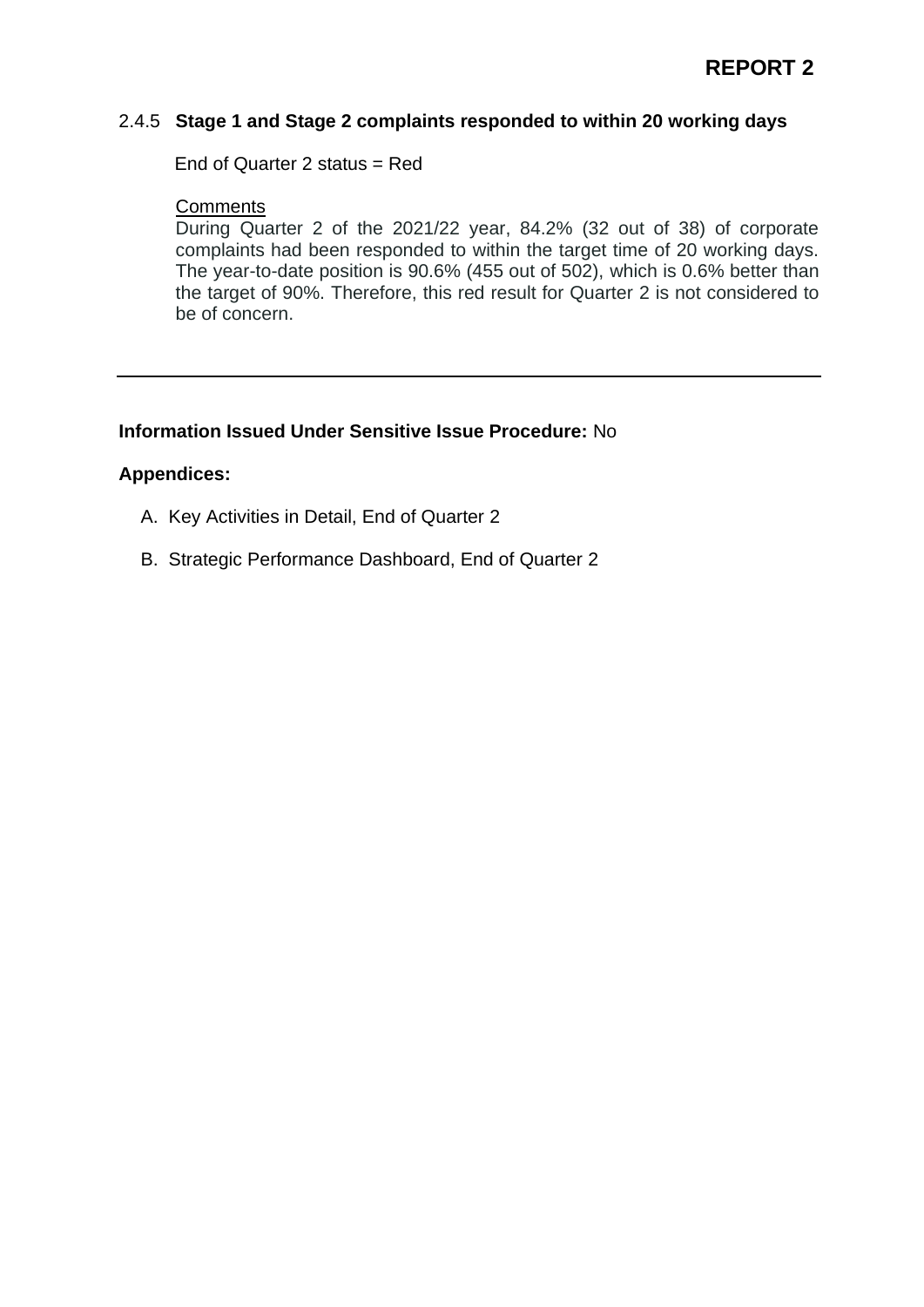**REPORT 2**

2.4.5 **Stage 1 and Stage 2 complaints responded to within 20 working days**

End of Quarter 2 status = Red

Comments

During Quarter 2 of the 2021/22 year, 84.2% (32 out of 38) of corporate complaints had been responded to within the target time of 20 working days. The year-to-date position is 90.6% (455 out of 502), which is 0.6% better than the target of 90%. Therefore, this red result for Quarter 2 is not considered to be of concern.

---

**Information Issued Under Sensitive Issue Procedure:** No

**Appendices:**

A. Key Activities in Detail, End of Quarter 2

B. Strategic Performance Dashboard, End of Quarter 2